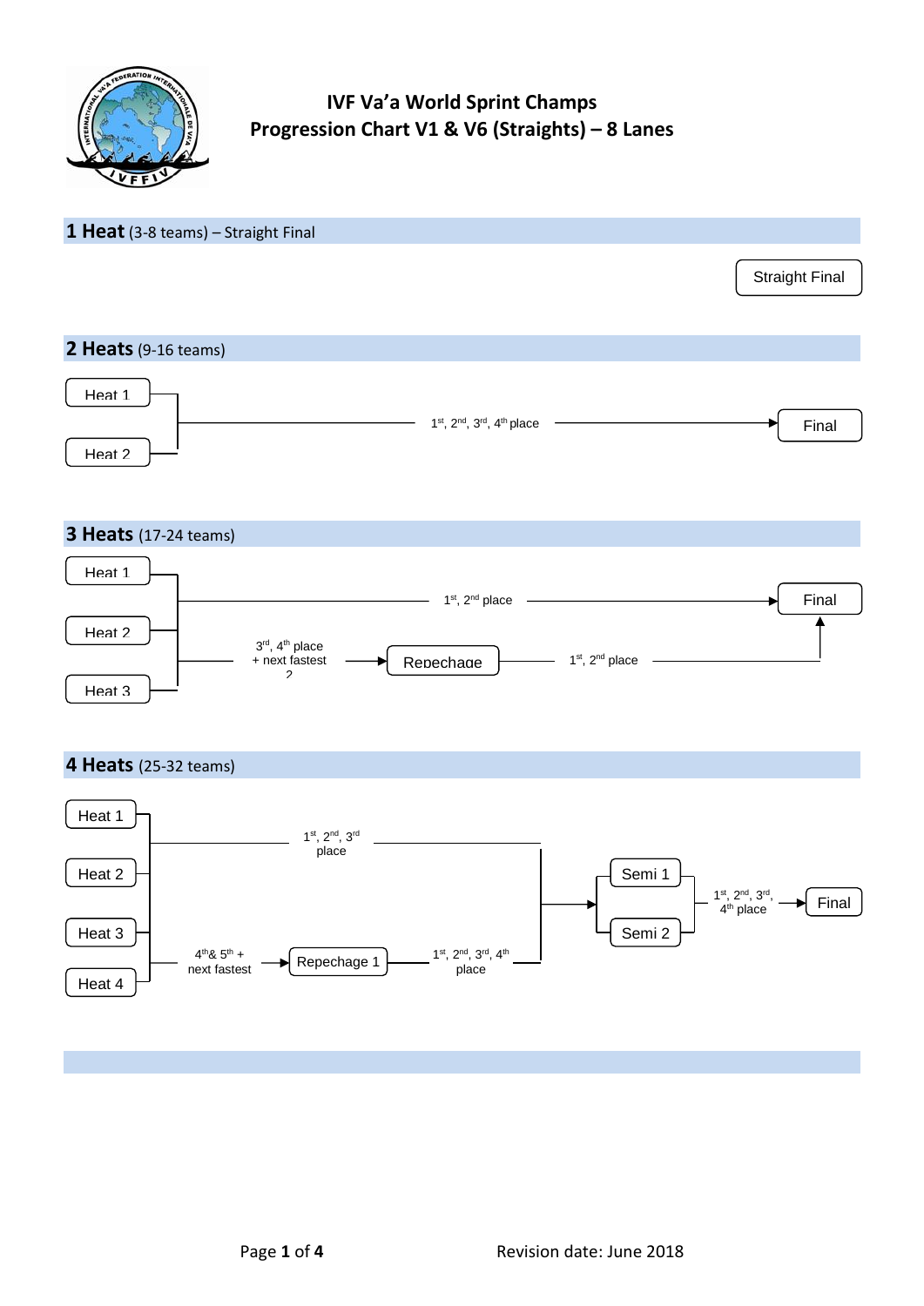# IVF Va'a World Sprint Champs
# Progression Chart V1 & V6 (Straights) – 8 Lanes

## 1 Heat (3-8 teams) – Straight Final

Straight Final

## 2 Heats (9-16 teams)

Heat 1

Heat 2

1st, 2nd, 3rd, 4th place → Final

## 3 Heats (17-24 teams)

Heat 1

Heat 2

Heat 3

1st, 2nd place → Final

3rd, 4th place + next fastest 2 → Repechage

Repechage: 1st, 2nd place → Final

## 4 Heats (25-32 teams)

Heat 1

Heat 2

Heat 3

Heat 4

1st, 2nd, 3rd place → Semi 1 / Semi 2

4th & 5th + next fastest → Repechage 1

Repechage 1: 1st, 2nd, 3rd, 4th place → Semi 1 / Semi 2

Semi 1 / Semi 2: 1st, 2nd, 3rd, 4th place → Final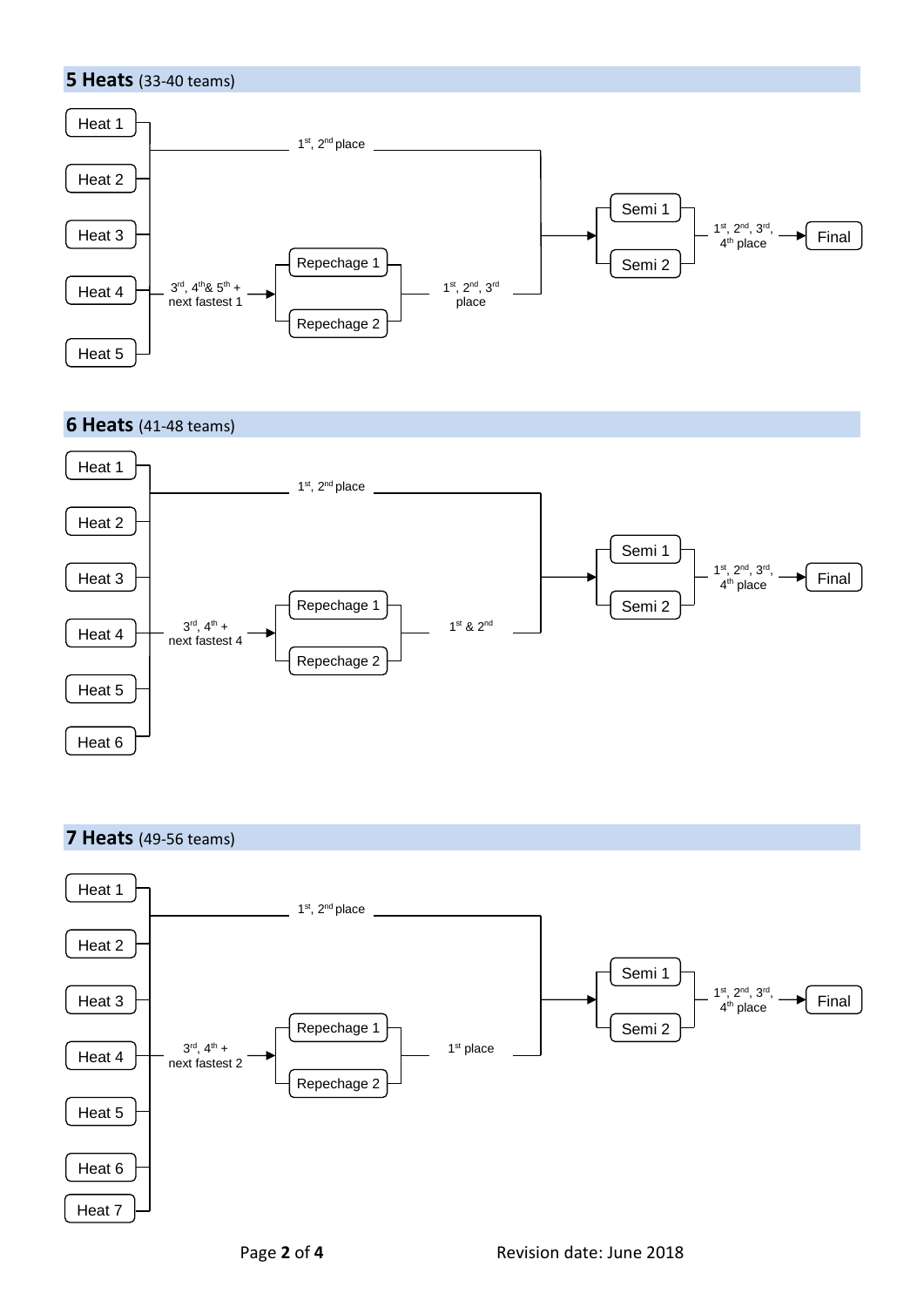## **5 Heats** (33-40 teams)

Heat 1

Heat 2

Heat 3

Heat 4

Heat 5

1st, 2nd place

3rd, 4th & 5th + next fastest 1

Repechage 1

Repechage 2

1st, 2nd, 3rd place

Semi 1

Semi 2

1st, 2nd, 3rd, 4th place

Final

## **6 Heats** (41-48 teams)

Heat 1

Heat 2

Heat 3

Heat 4

Heat 5

Heat 6

1st, 2nd place

3rd, 4th + next fastest 4

Repechage 1

Repechage 2

1st & 2nd

Semi 1

Semi 2

1st, 2nd, 3rd, 4th place

Final

## **7 Heats** (49-56 teams)

Heat 1

Heat 2

Heat 3

Heat 4

Heat 5

Heat 6

Heat 7

1st, 2nd place

3rd, 4th + next fastest 2

Repechage 1

Repechage 2

1st place

Semi 1

Semi 2

1st, 2nd, 3rd, 4th place

Final

Revision date: June 2018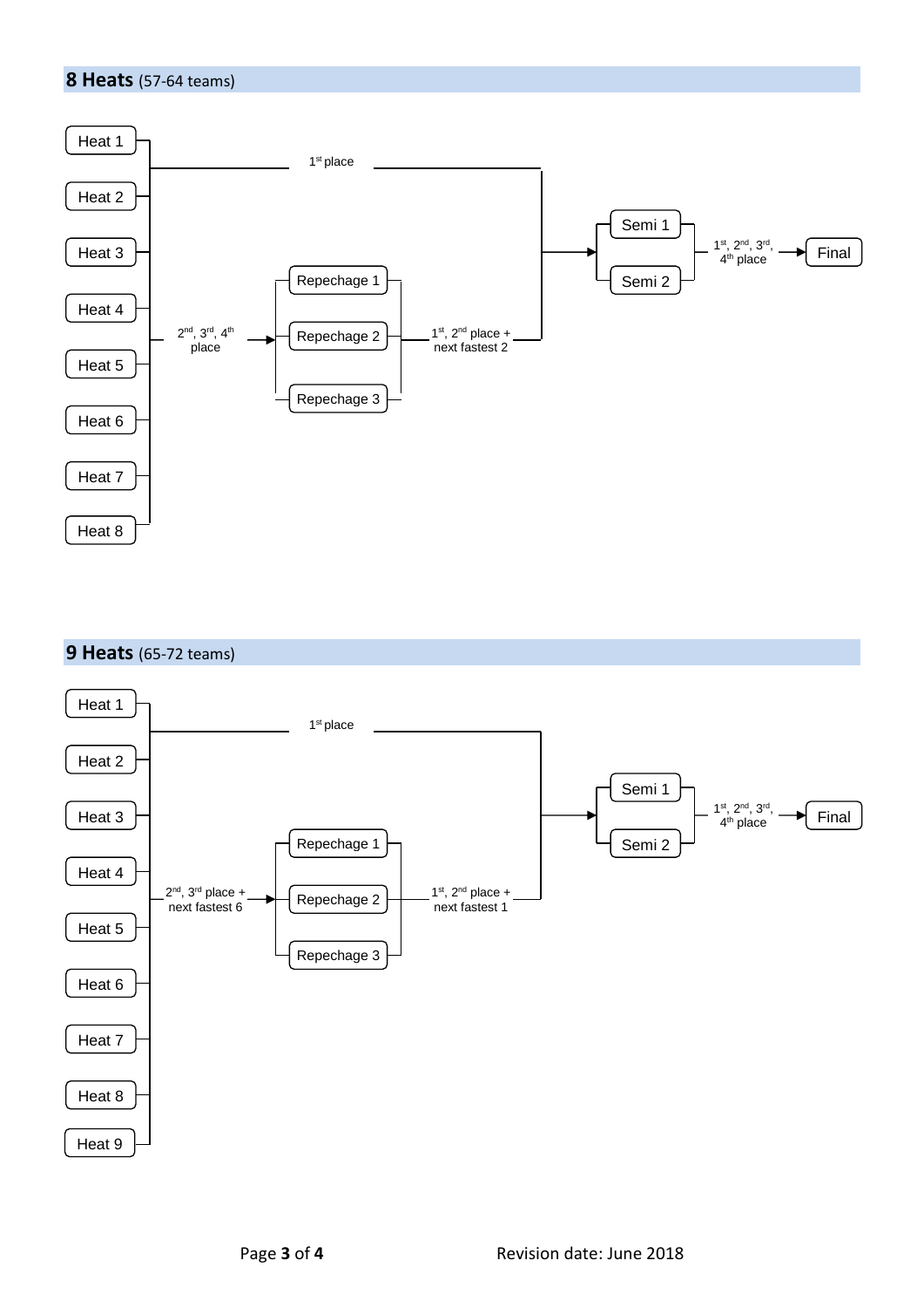## 8 Heats (57-64 teams)

Heat 1

Heat 2

Heat 3

Heat 4

Heat 5

Heat 6

Heat 7

Heat 8

1st place

2nd, 3rd, 4th place

Repechage 1

Repechage 2

Repechage 3

1st, 2nd place + next fastest 2

Semi 1

Semi 2

1st, 2nd, 3rd, 4th place

Final

## 9 Heats (65-72 teams)

Heat 1

Heat 2

Heat 3

Heat 4

Heat 5

Heat 6

Heat 7

Heat 8

Heat 9

1st place

2nd, 3rd place + next fastest 6

Repechage 1

Repechage 2

Repechage 3

1st, 2nd place + next fastest 1

Semi 1

Semi 2

1st, 2nd, 3rd, 4th place

Final

Revision date: June 2018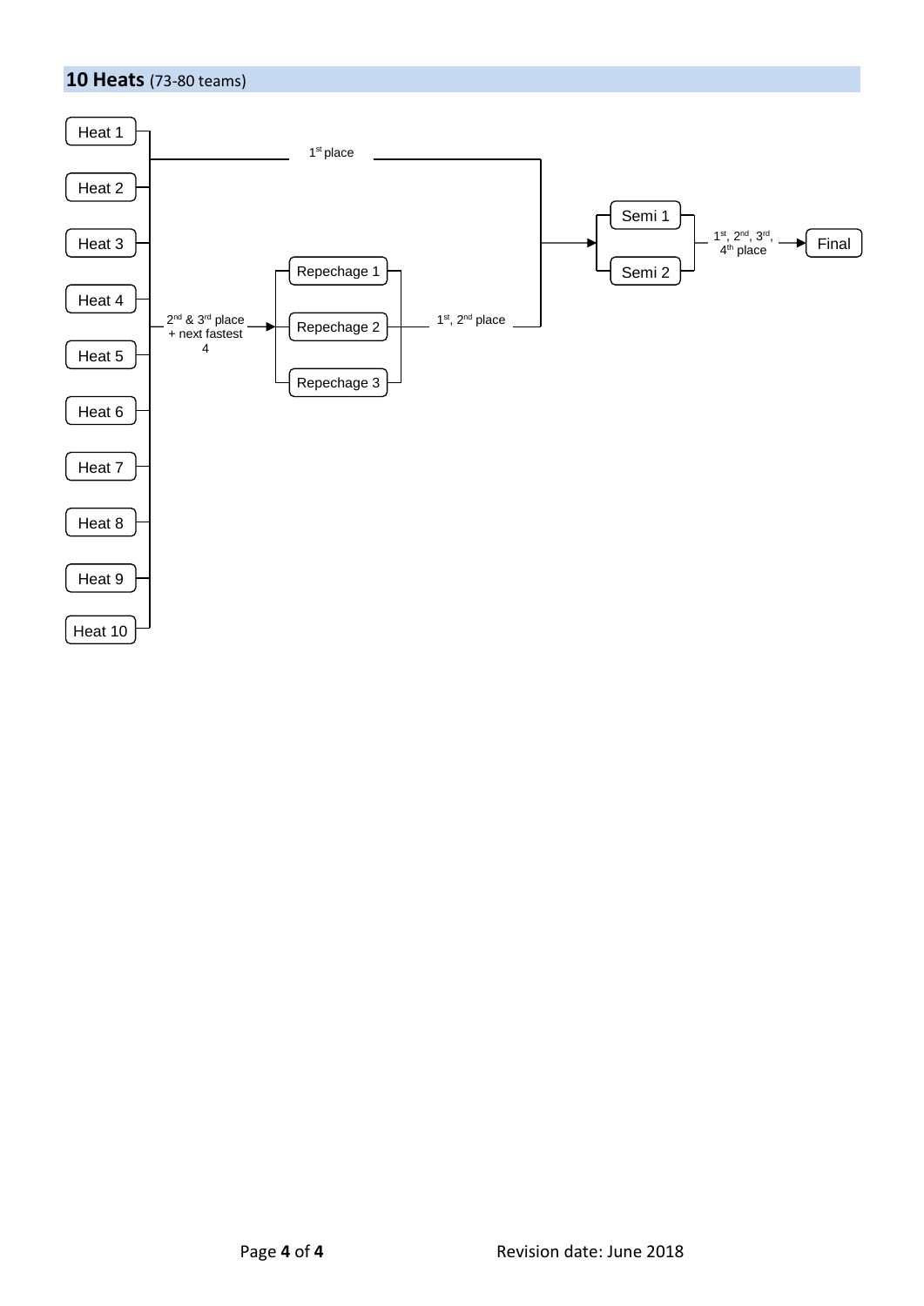## **10 Heats** (73-80 teams)

Heat 1
Heat 2
Heat 3
Heat 4
Heat 5
Heat 6
Heat 7
Heat 8
Heat 9
Heat 10

1st place

2nd & 3rd place + next fastest 4

Repechage 1
Repechage 2
Repechage 3

1st, 2nd place

Semi 1
Semi 2

1st, 2nd, 3rd, 4th place

Final

Revision date: June 2018